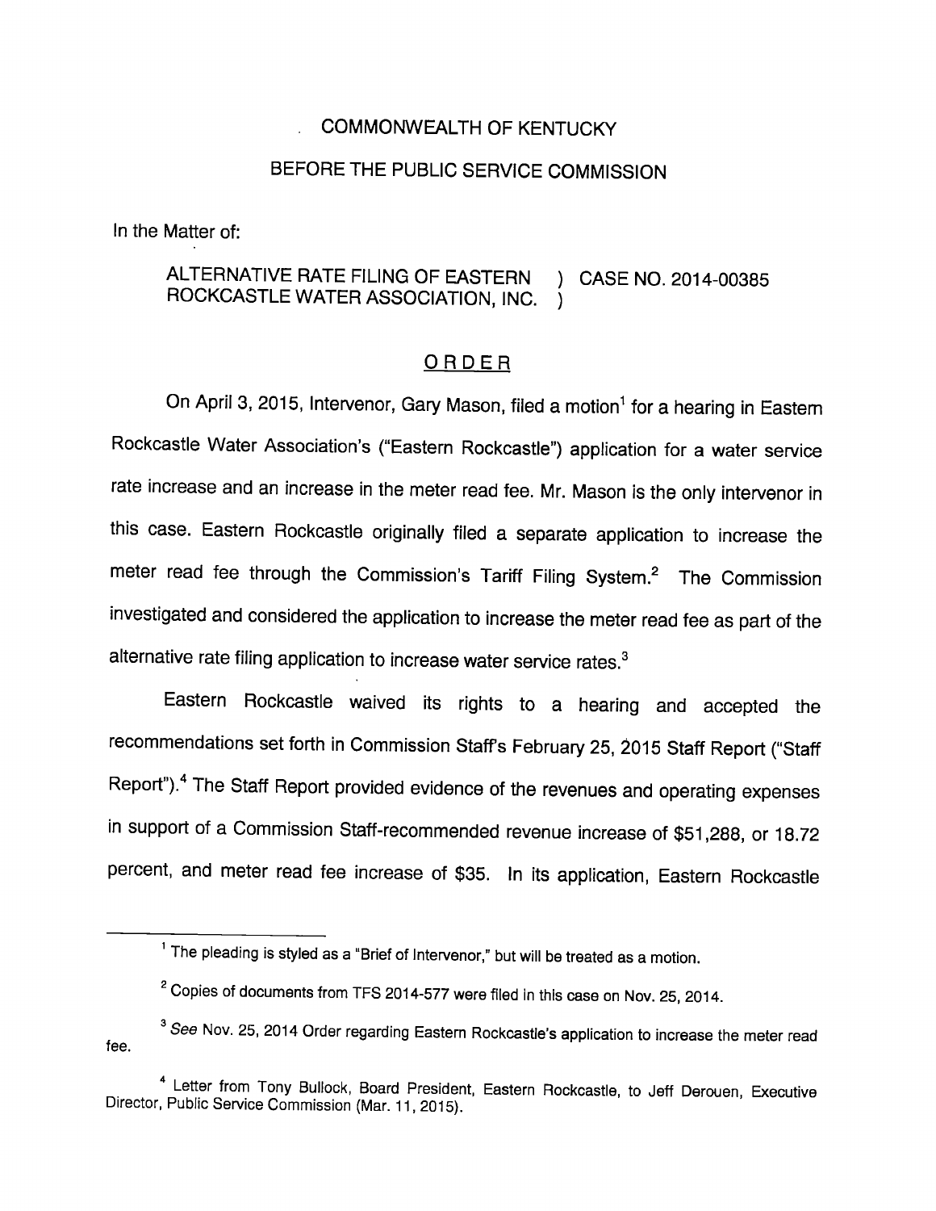COMMONWEALTH OF KENTUCKY

BEFORE THE PUBLIC SERVICE COMMISSION

In the Matter of:

ALTERNATIVE RATE FILING OF EASTERN ROCKCASTLE WATER ASSOCIATION, INC. ) CASE NO. 2014-00385

## ORDER

On April 3, 2015, Intervenor, Gary Mason, filed a motion[1] for a hearing in Eastern Rockcastle Water Association's ("Eastern Rockcastle") application for a water service rate increase and an increase in the meter read fee. Mr. Mason is the only intervenor in this case. Eastern Rockcastle originally filed a separate application to increase the meter read fee through the Commission's Tariff Filing System.[2] The Commission investigated and considered the application to increase the meter read fee as part of the alternative rate filing application to increase water service rates.[3]

Eastern Rockcastle waived its rights to a hearing and accepted the recommendations set forth in Commission Staff's February 25, 2015 Staff Report ("Staff Report").[4] The Staff Report provided evidence of the revenues and operating expenses in support of a Commission Staff-recommended revenue increase of $51,288, or 18.72 percent, and meter read fee increase of $35. In its application, Eastern Rockcastle

---

[1] The pleading is styled as a "Brief of Intervenor," but will be treated as a motion.

[2] Copies of documents from TFS 2014-577 were filed in this case on Nov. 25, 2014.

[3] *See* Nov. 25, 2014 Order regarding Eastern Rockcastle's application to increase the meter read fee.

[4] Letter from Tony Bullock, Board President, Eastern Rockcastle, to Jeff Derouen, Executive Director, Public Service Commission (Mar. 11, 2015).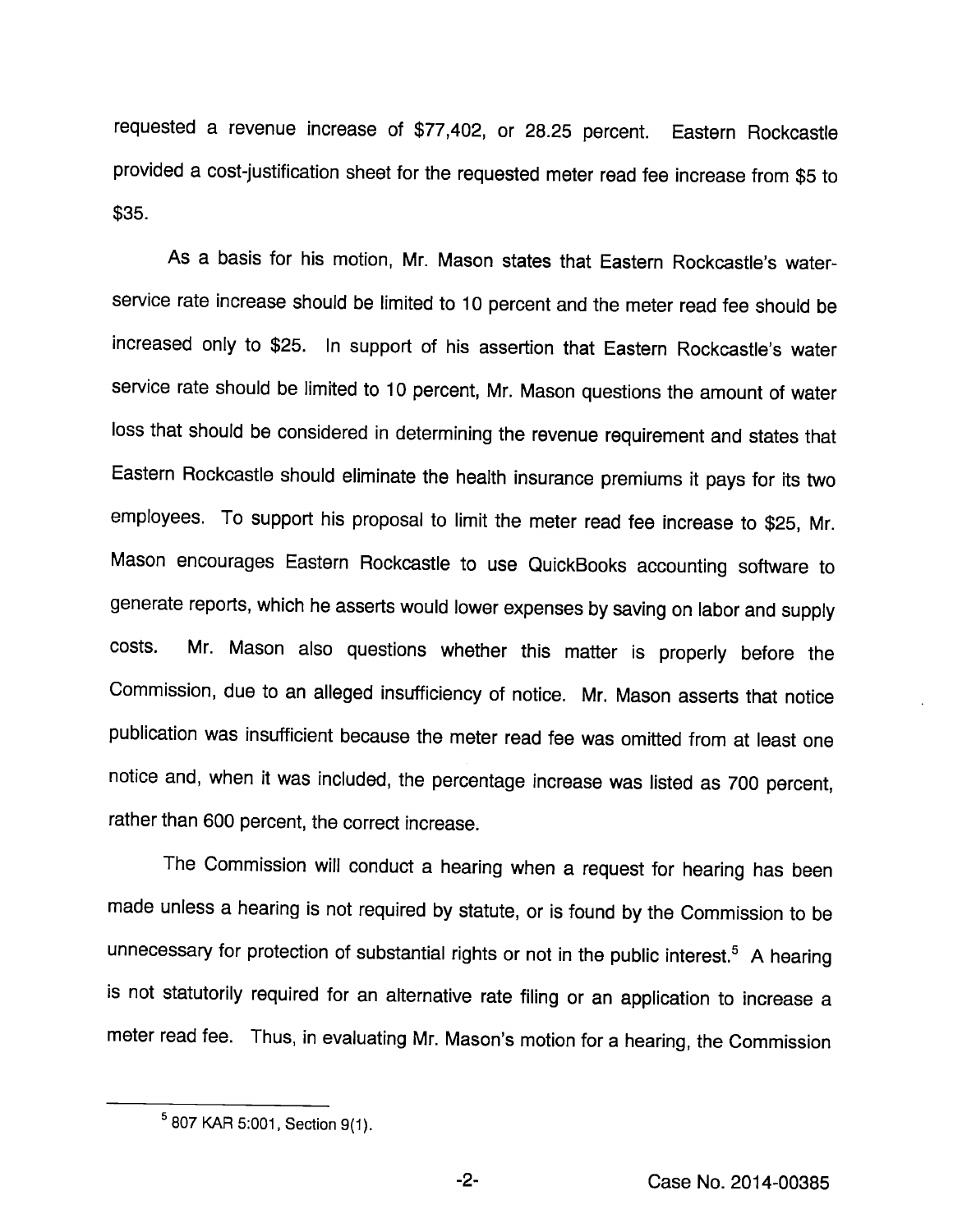requested a revenue increase of $77,402, or 28.25 percent. Eastern Rockcastle provided a cost-justification sheet for the requested meter read fee increase from $5 to $35.

As a basis for his motion, Mr. Mason states that Eastern Rockcastle's water-service rate increase should be limited to 10 percent and the meter read fee should be increased only to $25. In support of his assertion that Eastern Rockcastle's water service rate should be limited to 10 percent, Mr. Mason questions the amount of water loss that should be considered in determining the revenue requirement and states that Eastern Rockcastle should eliminate the health insurance premiums it pays for its two employees. To support his proposal to limit the meter read fee increase to $25, Mr. Mason encourages Eastern Rockcastle to use QuickBooks accounting software to generate reports, which he asserts would lower expenses by saving on labor and supply costs. Mr. Mason also questions whether this matter is properly before the Commission, due to an alleged insufficiency of notice. Mr. Mason asserts that notice publication was insufficient because the meter read fee was omitted from at least one notice and, when it was included, the percentage increase was listed as 700 percent, rather than 600 percent, the correct increase.

The Commission will conduct a hearing when a request for hearing has been made unless a hearing is not required by statute, or is found by the Commission to be unnecessary for protection of substantial rights or not in the public interest.[5] A hearing is not statutorily required for an alternative rate filing or an application to increase a meter read fee. Thus, in evaluating Mr. Mason's motion for a hearing, the Commission

[5] 807 KAR 5:001, Section 9(1).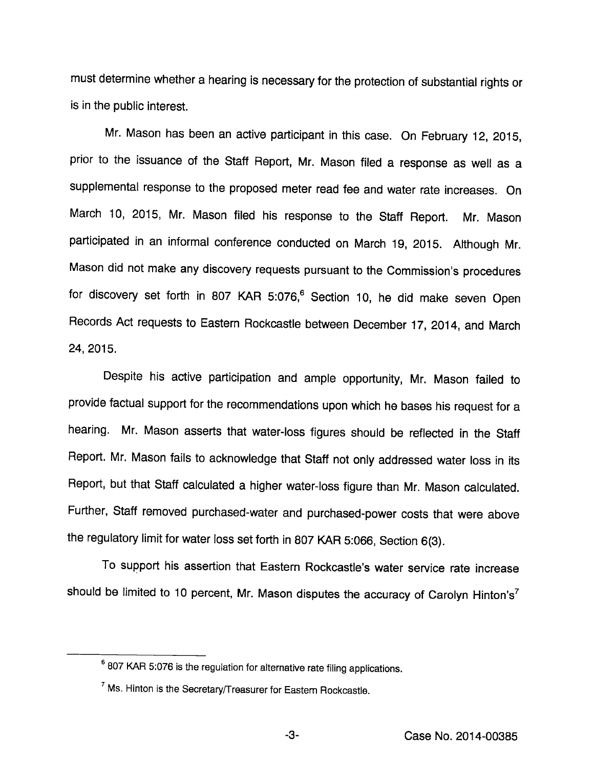must determine whether a hearing is necessary for the protection of substantial rights or is in the public interest.

Mr. Mason has been an active participant in this case. On February 12, 2015, prior to the issuance of the Staff Report, Mr. Mason filed a response as well as a supplemental response to the proposed meter read fee and water rate increases. On March 10, 2015, Mr. Mason filed his response to the Staff Report. Mr. Mason participated in an informal conference conducted on March 19, 2015. Although Mr. Mason did not make any discovery requests pursuant to the Commission's procedures for discovery set forth in 807 KAR 5:076,[6] Section 10, he did make seven Open Records Act requests to Eastern Rockcastle between December 17, 2014, and March 24, 2015.

Despite his active participation and ample opportunity, Mr. Mason failed to provide factual support for the recommendations upon which he bases his request for a hearing. Mr. Mason asserts that water-loss figures should be reflected in the Staff Report. Mr. Mason fails to acknowledge that Staff not only addressed water loss in its Report, but that Staff calculated a higher water-loss figure than Mr. Mason calculated. Further, Staff removed purchased-water and purchased-power costs that were above the regulatory limit for water loss set forth in 807 KAR 5:066, Section 6(3).

To support his assertion that Eastern Rockcastle's water service rate increase should be limited to 10 percent, Mr. Mason disputes the accuracy of Carolyn Hinton's[7]

---

[6] 807 KAR 5:076 is the regulation for alternative rate filing applications.

[7] Ms. Hinton is the Secretary/Treasurer for Eastern Rockcastle.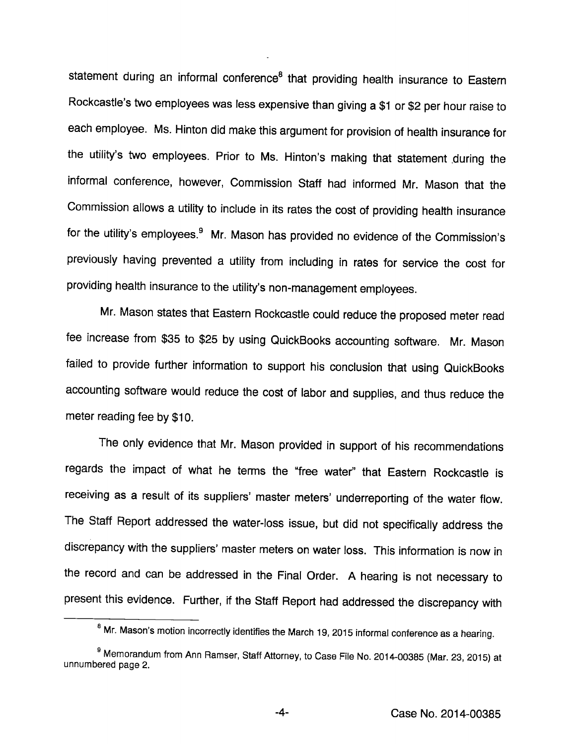statement during an informal conference[8] that providing health insurance to Eastern Rockcastle's two employees was less expensive than giving a $1 or $2 per hour raise to each employee. Ms. Hinton did make this argument for provision of health insurance for the utility's two employees. Prior to Ms. Hinton's making that statement during the informal conference, however, Commission Staff had informed Mr. Mason that the Commission allows a utility to include in its rates the cost of providing health insurance for the utility's employees.[9] Mr. Mason has provided no evidence of the Commission's previously having prevented a utility from including in rates for service the cost for providing health insurance to the utility's non-management employees.

Mr. Mason states that Eastern Rockcastle could reduce the proposed meter read fee increase from $35 to $25 by using QuickBooks accounting software. Mr. Mason failed to provide further information to support his conclusion that using QuickBooks accounting software would reduce the cost of labor and supplies, and thus reduce the meter reading fee by $10.

The only evidence that Mr. Mason provided in support of his recommendations regards the impact of what he terms the "free water" that Eastern Rockcastle is receiving as a result of its suppliers' master meters' underreporting of the water flow. The Staff Report addressed the water-loss issue, but did not specifically address the discrepancy with the suppliers' master meters on water loss. This information is now in the record and can be addressed in the Final Order. A hearing is not necessary to present this evidence. Further, if the Staff Report had addressed the discrepancy with

---

[8] Mr. Mason's motion incorrectly identifies the March 19, 2015 informal conference as a hearing.

[9] Memorandum from Ann Ramser, Staff Attorney, to Case File No. 2014-00385 (Mar. 23, 2015) at unnumbered page 2.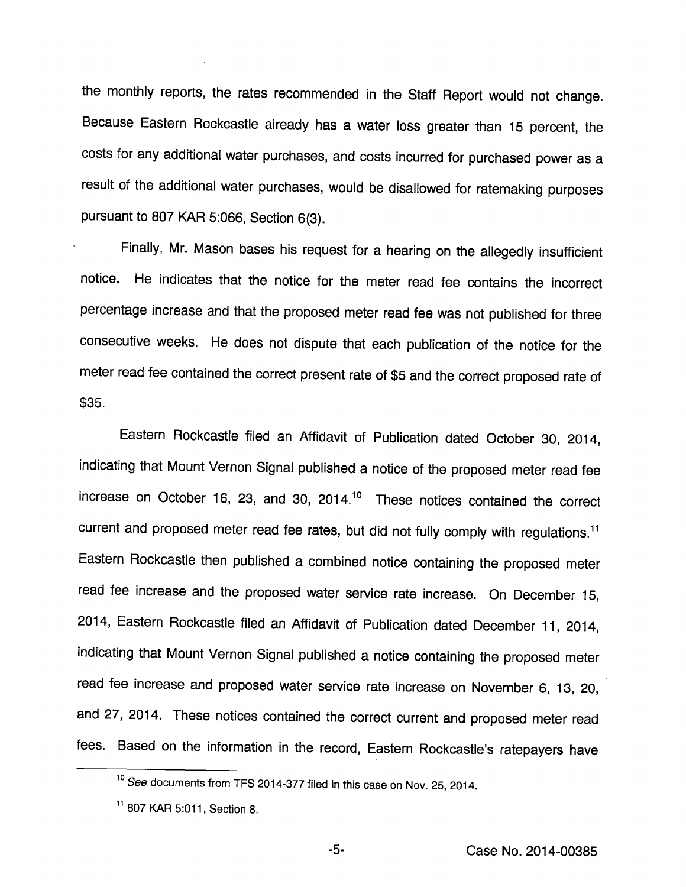the monthly reports, the rates recommended in the Staff Report would not change. Because Eastern Rockcastle already has a water loss greater than 15 percent, the costs for any additional water purchases, and costs incurred for purchased power as a result of the additional water purchases, would be disallowed for ratemaking purposes pursuant to 807 KAR 5:066, Section 6(3).

Finally, Mr. Mason bases his request for a hearing on the allegedly insufficient notice. He indicates that the notice for the meter read fee contains the incorrect percentage increase and that the proposed meter read fee was not published for three consecutive weeks. He does not dispute that each publication of the notice for the meter read fee contained the correct present rate of $5 and the correct proposed rate of $35.

Eastern Rockcastle filed an Affidavit of Publication dated October 30, 2014, indicating that Mount Vernon Signal published a notice of the proposed meter read fee increase on October 16, 23, and 30, 2014.[10] These notices contained the correct current and proposed meter read fee rates, but did not fully comply with regulations.[11] Eastern Rockcastle then published a combined notice containing the proposed meter read fee increase and the proposed water service rate increase. On December 15, 2014, Eastern Rockcastle filed an Affidavit of Publication dated December 11, 2014, indicating that Mount Vernon Signal published a notice containing the proposed meter read fee increase and proposed water service rate increase on November 6, 13, 20, and 27, 2014. These notices contained the correct current and proposed meter read fees. Based on the information in the record, Eastern Rockcastle's ratepayers have

---

[10] *See* documents from TFS 2014-377 filed in this case on Nov. 25, 2014.

[11] 807 KAR 5:011, Section 8.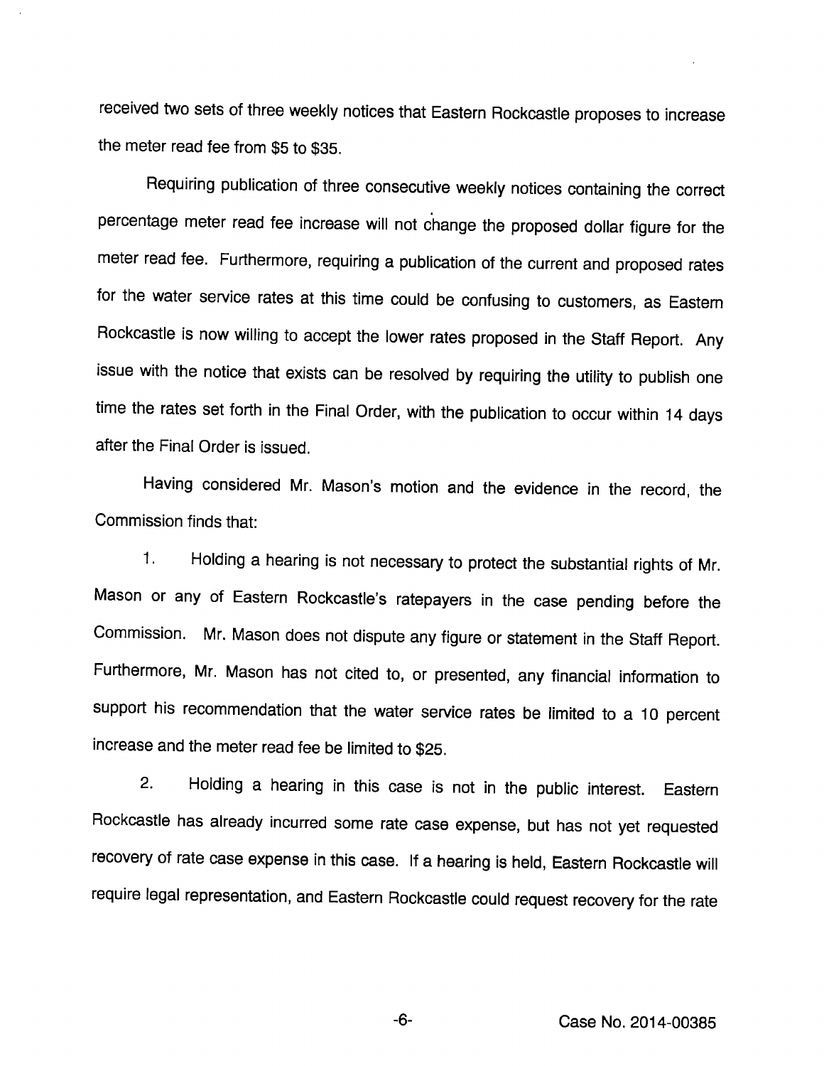received two sets of three weekly notices that Eastern Rockcastle proposes to increase the meter read fee from $5 to $35.

Requiring publication of three consecutive weekly notices containing the correct percentage meter read fee increase will not change the proposed dollar figure for the meter read fee. Furthermore, requiring a publication of the current and proposed rates for the water service rates at this time could be confusing to customers, as Eastern Rockcastle is now willing to accept the lower rates proposed in the Staff Report. Any issue with the notice that exists can be resolved by requiring the utility to publish one time the rates set forth in the Final Order, with the publication to occur within 14 days after the Final Order is issued.

Having considered Mr. Mason's motion and the evidence in the record, the Commission finds that:

1. Holding a hearing is not necessary to protect the substantial rights of Mr. Mason or any of Eastern Rockcastle's ratepayers in the case pending before the Commission. Mr. Mason does not dispute any figure or statement in the Staff Report. Furthermore, Mr. Mason has not cited to, or presented, any financial information to support his recommendation that the water service rates be limited to a 10 percent increase and the meter read fee be limited to $25.

2. Holding a hearing in this case is not in the public interest. Eastern Rockcastle has already incurred some rate case expense, but has not yet requested recovery of rate case expense in this case. If a hearing is held, Eastern Rockcastle will require legal representation, and Eastern Rockcastle could request recovery for the rate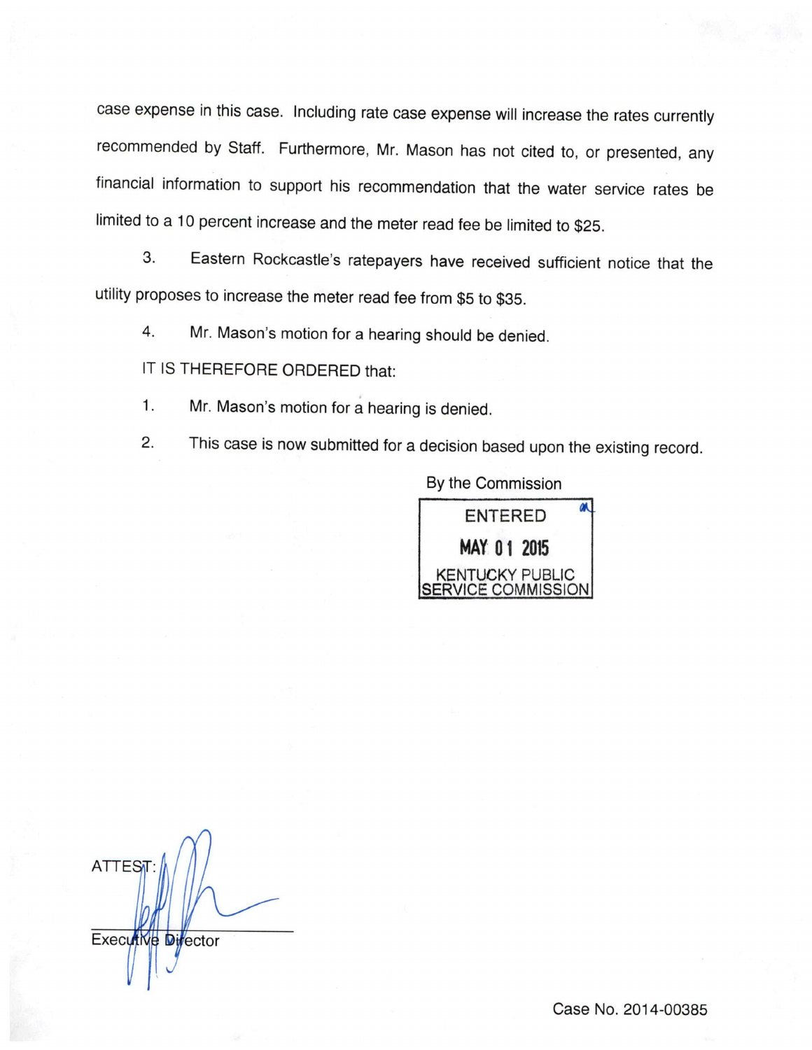case expense in this case. Including rate case expense will increase the rates currently recommended by Staff. Furthermore, Mr. Mason has not cited to, or presented, any financial information to support his recommendation that the water service rates be limited to a 10 percent increase and the meter read fee be limited to $25.

3. Eastern Rockcastle's ratepayers have received sufficient notice that the utility proposes to increase the meter read fee from $5 to $35.

4. Mr. Mason's motion for a hearing should be denied.

IT IS THEREFORE ORDERED that:

1. Mr. Mason's motion for a hearing is denied.

2. This case is now submitted for a decision based upon the existing record.

By the Commission

ENTERED

MAY 01 2015

KENTUCKY PUBLIC SERVICE COMMISSION

ATTEST:

Executive Director

Case No. 2014-00385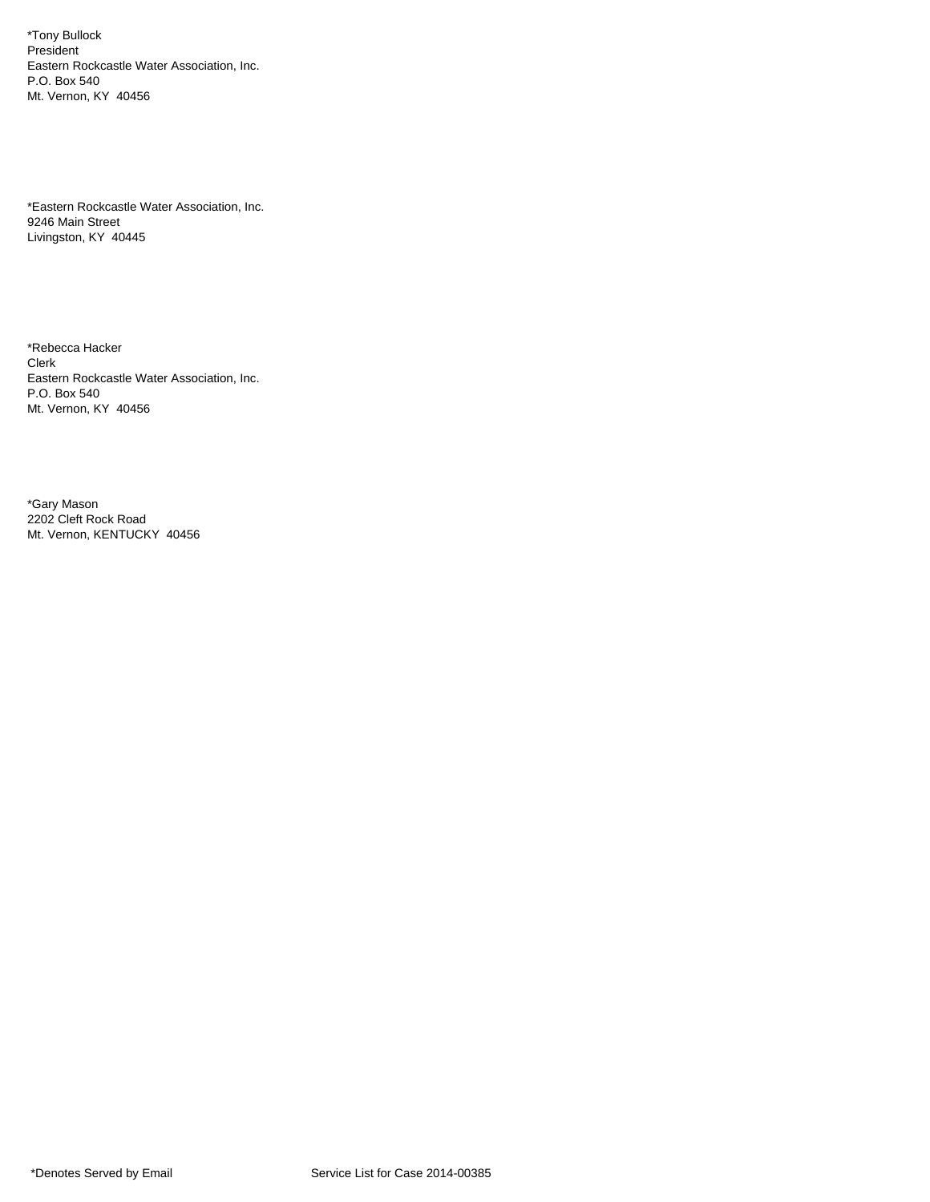*Tony Bullock
President
Eastern Rockcastle Water Association, Inc.
P.O. Box 540
Mt. Vernon, KY  40456

*Eastern Rockcastle Water Association, Inc.
9246 Main Street
Livingston, KY  40445

*Rebecca Hacker
Clerk
Eastern Rockcastle Water Association, Inc.
P.O. Box 540
Mt. Vernon, KY  40456

*Gary Mason
2202 Cleft Rock Road
Mt. Vernon, KENTUCKY  40456